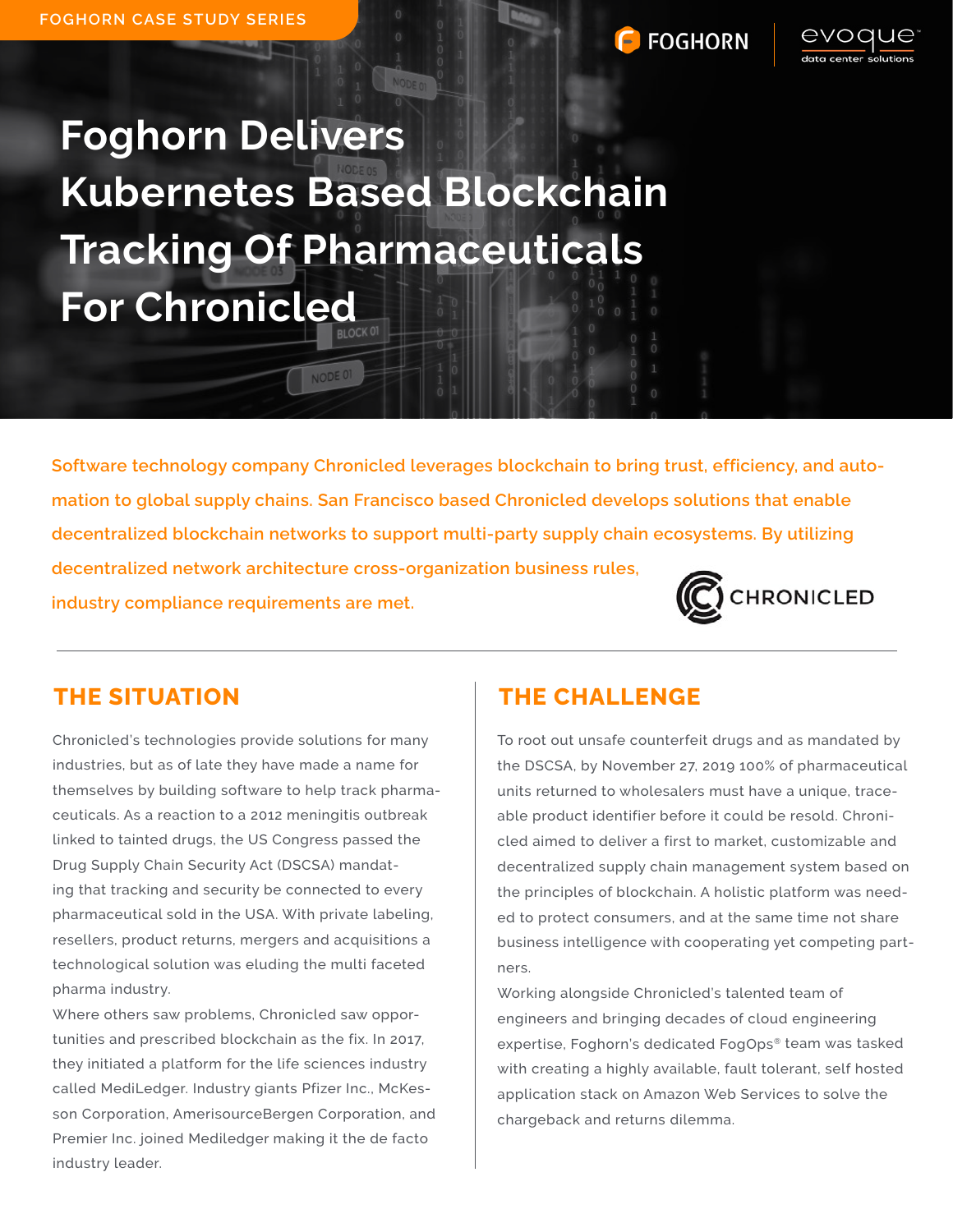FOGHORN CASE STUDY SERIES

# Foghorn Delivers Kubernetes Based Blockchain Tracking Of Pharmaceuticals For Chronicled

Software technology company Chronicled leverages blockchain to bring trust, efficiency, and automation to global supply chains. San Francisco based Chronicled develops solutions that enable decentralized blockchain networks to support multi-party supply chain ecosystems. By utilizing decentralized network architecture cross-organization business rules, industry compliance requirements are met.

## THE SITUATION

Chronicled's technologies provide solutions for many industries, but as of late they have made a name for themselves by building software to help track pharmaceuticals. As a reaction to a 2012 meningitis outbreak linked to tainted drugs, the US Congress passed the Drug Supply Chain Security Act (DSCSA) mandating that tracking and security be connected to every pharmaceutical sold in the USA. With private labeling, resellers, product returns, mergers and acquisitions a technological solution was eluding the multi faceted pharma industry.

Where others saw problems, Chronicled saw opportunities and prescribed blockchain as the fix. In 2017, they initiated a platform for the life sciences industry called MediLedger. Industry giants Pfizer Inc., McKesson Corporation, AmerisourceBergen Corporation, and Premier Inc. joined Mediledger making it the de facto industry leader.

## THE CHALLENGE

To root out unsafe counterfeit drugs and as mandated by the DSCSA, by November 27, 2019 100% of pharmaceutical units returned to wholesalers must have a unique, traceable product identifier before it could be resold. Chronicled aimed to deliver a first to market, customizable and decentralized supply chain management system based on the principles of blockchain. A holistic platform was needed to protect consumers, and at the same time not share business intelligence with cooperating yet competing partners.

Working alongside Chronicled's talented team of engineers and bringing decades of cloud engineering expertise, Foghorn's dedicated FogOps® team was tasked with creating a highly available, fault tolerant, self hosted application stack on Amazon Web Services to solve the chargeback and returns dilemma.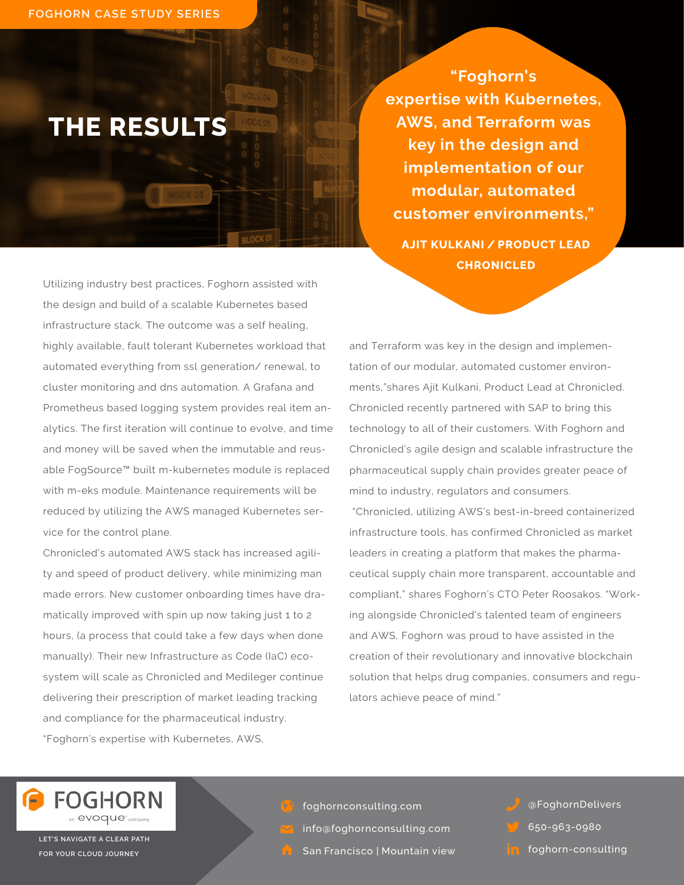# THE RESULTS

> **"Foghorn's expertise with Kubernetes, AWS, and Terraform was key in the design and implementation of our modular, automated customer environments,"**
>
> **AJIT KULKANI / PRODUCT LEAD CHRONICLED**

Utilizing industry best practices, Foghorn assisted with the design and build of a scalable Kubernetes based infrastructure stack. The outcome was a self healing, highly available, fault tolerant Kubernetes workload that automated everything from ssl generation/ renewal, to cluster monitoring and dns automation. A Grafana and Prometheus based logging system provides real item analytics. The first iteration will continue to evolve, and time and money will be saved when the immutable and reusable FogSource™ built m-kubernetes module is replaced with m-eks module. Maintenance requirements will be reduced by utilizing the AWS managed Kubernetes service for the control plane.

Chronicled's automated AWS stack has increased agility and speed of product delivery, while minimizing man made errors. New customer onboarding times have dramatically improved with spin up now taking just 1 to 2 hours, (a process that could take a few days when done manually). Their new Infrastructure as Code (IaC) ecosystem will scale as Chronicled and Medileger continue delivering their prescription of market leading tracking and compliance for the pharmaceutical industry.

"Foghorn's expertise with Kubernetes, AWS, and Terraform was key in the design and implementation of our modular, automated customer environments,"shares Ajit Kulkani, Product Lead at Chronicled. Chronicled recently partnered with SAP to bring this technology to all of their customers. With Foghorn and Chronicled's agile design and scalable infrastructure the pharmaceutical supply chain provides greater peace of mind to industry, regulators and consumers.

"Chronicled, utilizing AWS's best-in-breed containerized infrastructure tools, has confirmed Chronicled as market leaders in creating a platform that makes the pharmaceutical supply chain more transparent, accountable and compliant," shares Foghorn's CTO Peter Roosakos. "Working alongside Chronicled's talented team of engineers and AWS, Foghorn was proud to have assisted in the creation of their revolutionary and innovative blockchain solution that helps drug companies, consumers and regulators achieve peace of mind."

FOGHORN an evoque company

LET'S NAVIGATE A CLEAR PATH FOR YOUR CLOUD JOURNEY

foghornconsulting.com
info@foghornconsulting.com
San Francisco | Mountain view

@FoghornDelivers
650-963-0980
foghorn-consulting